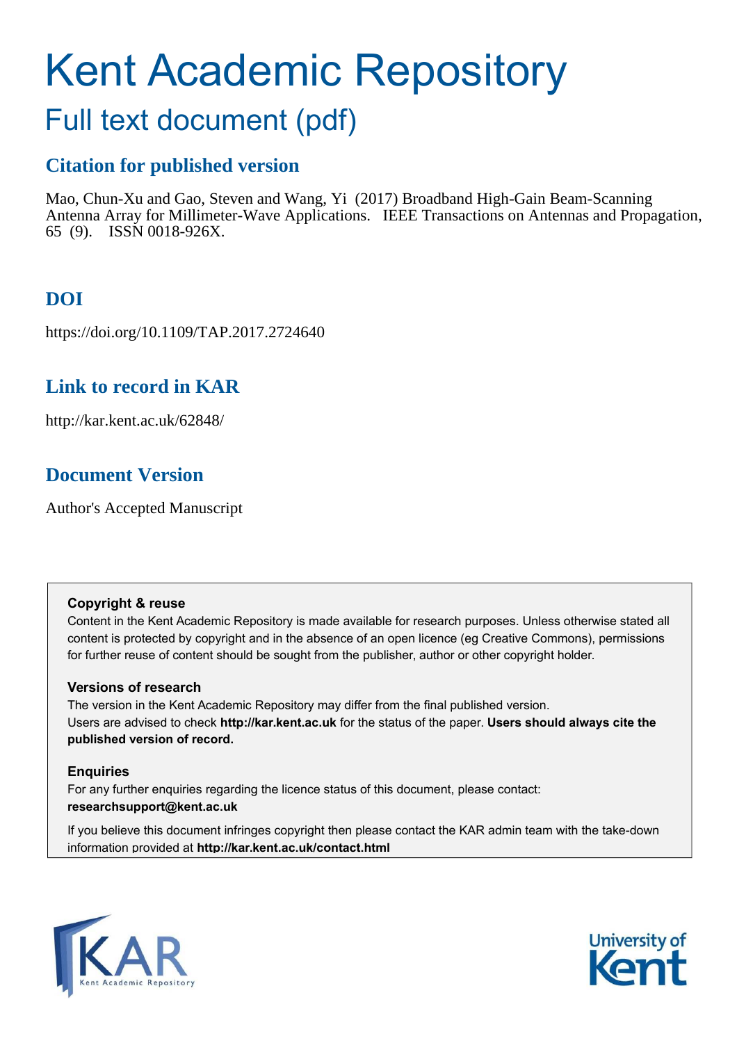# Kent Academic Repository

## Full text document (pdf)

### Citation for published version

Mao, Chun-Xu and Gao, Steven and Wang, Yi (2017) Broadband High-Gain Beam-Scanning Antenna Array for Millimeter-Wave Applications. IEEE Transactions on Antennas and Propagation, 65 (9). ISSN 0018-926X.

### DOI

https://doi.org/10.1109/TAP.2017.2724640

### Link to record in KAR

http://kar.kent.ac.uk/62848/

### Document Version

Author's Accepted Manuscript

**Copyright & reuse**

Content in the Kent Academic Repository is made available for research purposes. Unless otherwise stated all content is protected by copyright and in the absence of an open licence (eg Creative Commons), permissions for further reuse of content should be sought from the publisher, author or other copyright holder.

**Versions of research**

The version in the Kent Academic Repository may differ from the final published version.
Users are advised to check **http://kar.kent.ac.uk** for the status of the paper. **Users should always cite the published version of record.**

**Enquiries**

For any further enquiries regarding the licence status of this document, please contact:
**researchsupport@kent.ac.uk**

If you believe this document infringes copyright then please contact the KAR admin team with the take-down information provided at **http://kar.kent.ac.uk/contact.html**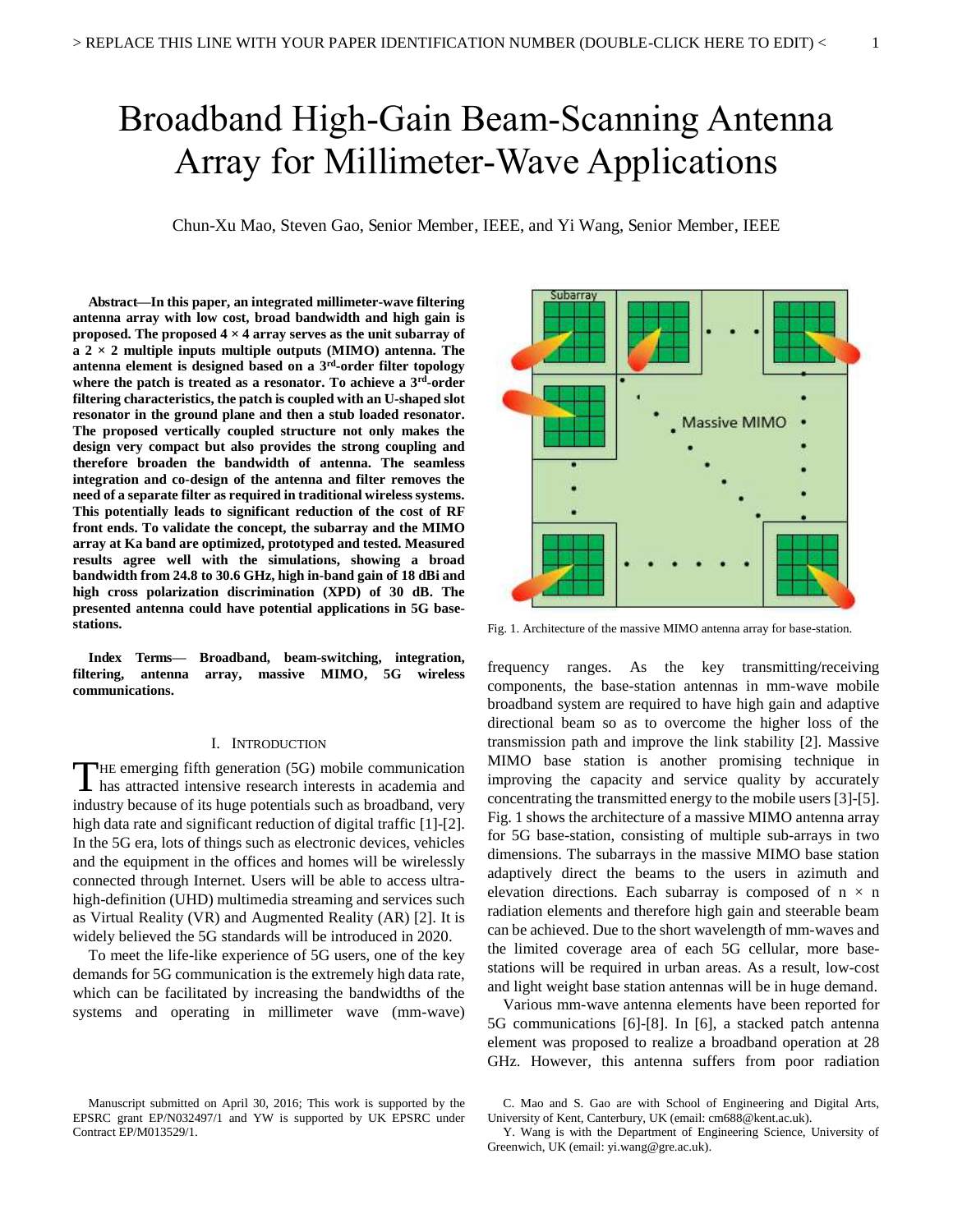# Broadband High-Gain Beam-Scanning Antenna Array for Millimeter-Wave Applications

Chun-Xu Mao, Steven Gao, Senior Member, IEEE, and Yi Wang, Senior Member, IEEE

***Abstract*—In this paper, an integrated millimeter-wave filtering antenna array with low cost, broad bandwidth and high gain is proposed. The proposed 4 × 4 array serves as the unit subarray of a 2 × 2 multiple inputs multiple outputs (MIMO) antenna. The antenna element is designed based on a 3rd-order filter topology where the patch is treated as a resonator. To achieve a 3rd-order filtering characteristics, the patch is coupled with an U-shaped slot resonator in the ground plane and then a stub loaded resonator. The proposed vertically coupled structure not only makes the design very compact but also provides the strong coupling and therefore broaden the bandwidth of antenna. The seamless integration and co-design of the antenna and filter removes the need of a separate filter as required in traditional wireless systems. This potentially leads to significant reduction of the cost of RF front ends. To validate the concept, the subarray and the MIMO array at Ka band are optimized, prototyped and tested. Measured results agree well with the simulations, showing a broad bandwidth from 24.8 to 30.6 GHz, high in-band gain of 18 dBi and high cross polarization discrimination (XPD) of 30 dB. The presented antenna could have potential applications in 5G base-stations.**

***Index Terms*— Broadband, beam-switching, integration, filtering, antenna array, massive MIMO, 5G wireless communications.**

## I. Introduction

THE emerging fifth generation (5G) mobile communication has attracted intensive research interests in academia and industry because of its huge potentials such as broadband, very high data rate and significant reduction of digital traffic [1]-[2]. In the 5G era, lots of things such as electronic devices, vehicles and the equipment in the offices and homes will be wirelessly connected through Internet. Users will be able to access ultra-high-definition (UHD) multimedia streaming and services such as Virtual Reality (VR) and Augmented Reality (AR) [2]. It is widely believed the 5G standards will be introduced in 2020.

To meet the life-like experience of 5G users, one of the key demands for 5G communication is the extremely high data rate, which can be facilitated by increasing the bandwidths of the systems and operating in millimeter wave (mm-wave) frequency ranges. As the key transmitting/receiving components, the base-station antennas in mm-wave mobile broadband system are required to have high gain and adaptive directional beam so as to overcome the higher loss of the transmission path and improve the link stability [2]. Massive MIMO base station is another promising technique in improving the capacity and service quality by accurately concentrating the transmitted energy to the mobile users [3]-[5]. Fig. 1 shows the architecture of a massive MIMO antenna array for 5G base-station, consisting of multiple sub-arrays in two dimensions. The subarrays in the massive MIMO base station adaptively direct the beams to the users in azimuth and elevation directions. Each subarray is composed of n × n radiation elements and therefore high gain and steerable beam can be achieved. Due to the short wavelength of mm-waves and the limited coverage area of each 5G cellular, more base-stations will be required in urban areas. As a result, low-cost and light weight base station antennas will be in huge demand.

Fig. 1. Architecture of the massive MIMO antenna array for base-station.

Various mm-wave antenna elements have been reported for 5G communications [6]-[8]. In [6], a stacked patch antenna element was proposed to realize a broadband operation at 28 GHz. However, this antenna suffers from poor radiation

Manuscript submitted on April 30, 2016; This work is supported by the EPSRC grant EP/N032497/1 and YW is supported by UK EPSRC under Contract EP/M013529/1.

C. Mao and S. Gao are with School of Engineering and Digital Arts, University of Kent, Canterbury, UK (email: cm688@kent.ac.uk).

Y. Wang is with the Department of Engineering Science, University of Greenwich, UK (email: yi.wang@gre.ac.uk).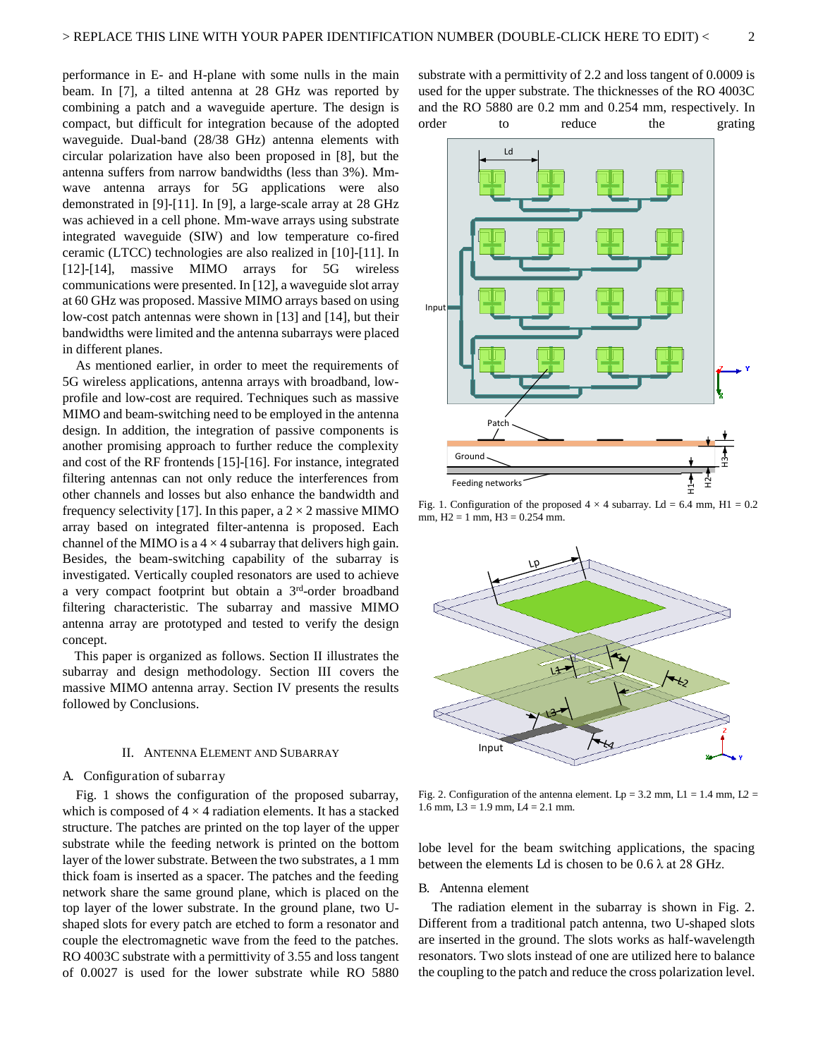performance in E- and H-plane with some nulls in the main beam. In [7], a tilted antenna at 28 GHz was reported by combining a patch and a waveguide aperture. The design is compact, but difficult for integration because of the adopted waveguide. Dual-band (28/38 GHz) antenna elements with circular polarization have also been proposed in [8], but the antenna suffers from narrow bandwidths (less than 3%). Mm-wave antenna arrays for 5G applications were also demonstrated in [9]-[11]. In [9], a large-scale array at 28 GHz was achieved in a cell phone. Mm-wave arrays using substrate integrated waveguide (SIW) and low temperature co-fired ceramic (LTCC) technologies are also realized in [10]-[11]. In [12]-[14], massive MIMO arrays for 5G wireless communications were presented. In [12], a waveguide slot array at 60 GHz was proposed. Massive MIMO arrays based on using low-cost patch antennas were shown in [13] and [14], but their bandwidths were limited and the antenna subarrays were placed in different planes.

As mentioned earlier, in order to meet the requirements of 5G wireless applications, antenna arrays with broadband, low-profile and low-cost are required. Techniques such as massive MIMO and beam-switching need to be employed in the antenna design. In addition, the integration of passive components is another promising approach to further reduce the complexity and cost of the RF frontends [15]-[16]. For instance, integrated filtering antennas can not only reduce the interferences from other channels and losses but also enhance the bandwidth and frequency selectivity [17]. In this paper, a 2 × 2 massive MIMO array based on integrated filter-antenna is proposed. Each channel of the MIMO is a 4 × 4 subarray that delivers high gain. Besides, the beam-switching capability of the subarray is investigated. Vertically coupled resonators are used to achieve a very compact footprint but obtain a 3rd-order broadband filtering characteristic. The subarray and massive MIMO antenna array are prototyped and tested to verify the design concept.

This paper is organized as follows. Section II illustrates the subarray and design methodology. Section III covers the massive MIMO antenna array. Section IV presents the results followed by Conclusions.

## II. Antenna Element and Subarray

### A. Configuration of subarray

Fig. 1 shows the configuration of the proposed subarray, which is composed of 4 × 4 radiation elements. It has a stacked structure. The patches are printed on the top layer of the upper substrate while the feeding network is printed on the bottom layer of the lower substrate. Between the two substrates, a 1 mm thick foam is inserted as a spacer. The patches and the feeding network share the same ground plane, which is placed on the top layer of the lower substrate. In the ground plane, two U-shaped slots for every patch are etched to form a resonator and couple the electromagnetic wave from the feed to the patches. RO 4003C substrate with a permittivity of 3.55 and loss tangent of 0.0027 is used for the lower substrate while RO 5880 substrate with a permittivity of 2.2 and loss tangent of 0.0009 is used for the upper substrate. The thicknesses of the RO 4003C and the RO 5880 are 0.2 mm and 0.254 mm, respectively. In order to reduce the grating lobe level for the beam switching applications, the spacing between the elements Ld is chosen to be 0.6 λ at 28 GHz.

Fig. 1. Configuration of the proposed 4 × 4 subarray. Ld = 6.4 mm, H1 = 0.2 mm, H2 = 1 mm, H3 = 0.254 mm.

Fig. 2. Configuration of the antenna element. Lp = 3.2 mm, L1 = 1.4 mm, L2 = 1.6 mm, L3 = 1.9 mm, L4 = 2.1 mm.

### B. Antenna element

The radiation element in the subarray is shown in Fig. 2. Different from a traditional patch antenna, two U-shaped slots are inserted in the ground. The slots works as half-wavelength resonators. Two slots instead of one are utilized here to balance the coupling to the patch and reduce the cross polarization level.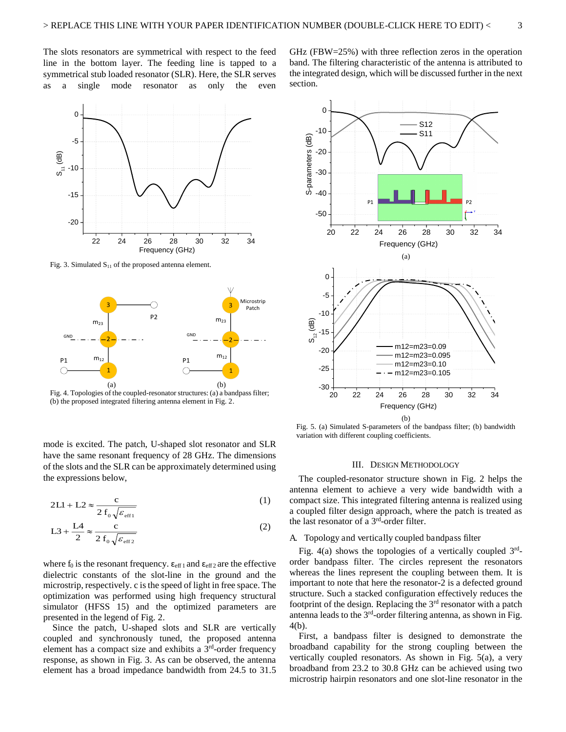The slots resonators are symmetrical with respect to the feed line in the bottom layer. The feeding line is tapped to a symmetrical stub loaded resonator (SLR). Here, the SLR serves as a single mode resonator as only the even mode is excited. The patch, U-shaped slot resonator and SLR have the same resonant frequency of 28 GHz. The dimensions of the slots and the SLR can be approximately determined using the expressions below,

$$2\text{L1} + \text{L2} \approx \frac{c}{2\, f_0 \sqrt{\varepsilon_{\text{eff1}}}} \tag{1}$$

$$\text{L3} + \frac{\text{L4}}{2} \approx \frac{c}{2\, f_0 \sqrt{\varepsilon_{\text{eff2}}}} \tag{2}$$

where $f_0$ is the resonant frequency. $\varepsilon_{\text{eff1}}$ and $\varepsilon_{\text{eff2}}$ are the effective dielectric constants of the slot-line in the ground and the microstrip, respectively. c is the speed of light in free space. The optimization was performed using high frequency structural simulator (HFSS 15) and the optimized parameters are presented in the legend of Fig. 2.

Since the patch, U-shaped slots and SLR are vertically coupled and synchronously tuned, the proposed antenna element has a compact size and exhibits a 3rd-order frequency response, as shown in Fig. 3. As can be observed, the antenna element has a broad impedance bandwidth from 24.5 to 31.5 GHz (FBW=25%) with three reflection zeros in the operation band. The filtering characteristic of the antenna is attributed to the integrated design, which will be discussed further in the next section.

Fig. 3. Simulated $S_{11}$ of the proposed antenna element.

Fig. 4. Topologies of the coupled-resonator structures: (a) a bandpass filter; (b) the proposed integrated filtering antenna element in Fig. 2.

Fig. 5. (a) Simulated S-parameters of the bandpass filter; (b) bandwidth variation with different coupling coefficients.

## III. Design Methodology

The coupled-resonator structure shown in Fig. 2 helps the antenna element to achieve a very wide bandwidth with a compact size. This integrated filtering antenna is realized using a coupled filter design approach, where the patch is treated as the last resonator of a 3rd-order filter.

### A. Topology and vertically coupled bandpass filter

Fig. 4(a) shows the topologies of a vertically coupled 3rd-order bandpass filter. The circles represent the resonators whereas the lines represent the coupling between them. It is important to note that here the resonator-2 is a defected ground structure. Such a stacked configuration effectively reduces the footprint of the design. Replacing the 3rd resonator with a patch antenna leads to the 3rd-order filtering antenna, as shown in Fig. 4(b).

First, a bandpass filter is designed to demonstrate the broadband capability for the strong coupling between the vertically coupled resonators. As shown in Fig. 5(a), a very broadband from 23.2 to 30.8 GHz can be achieved using two microstrip hairpin resonators and one slot-line resonator in the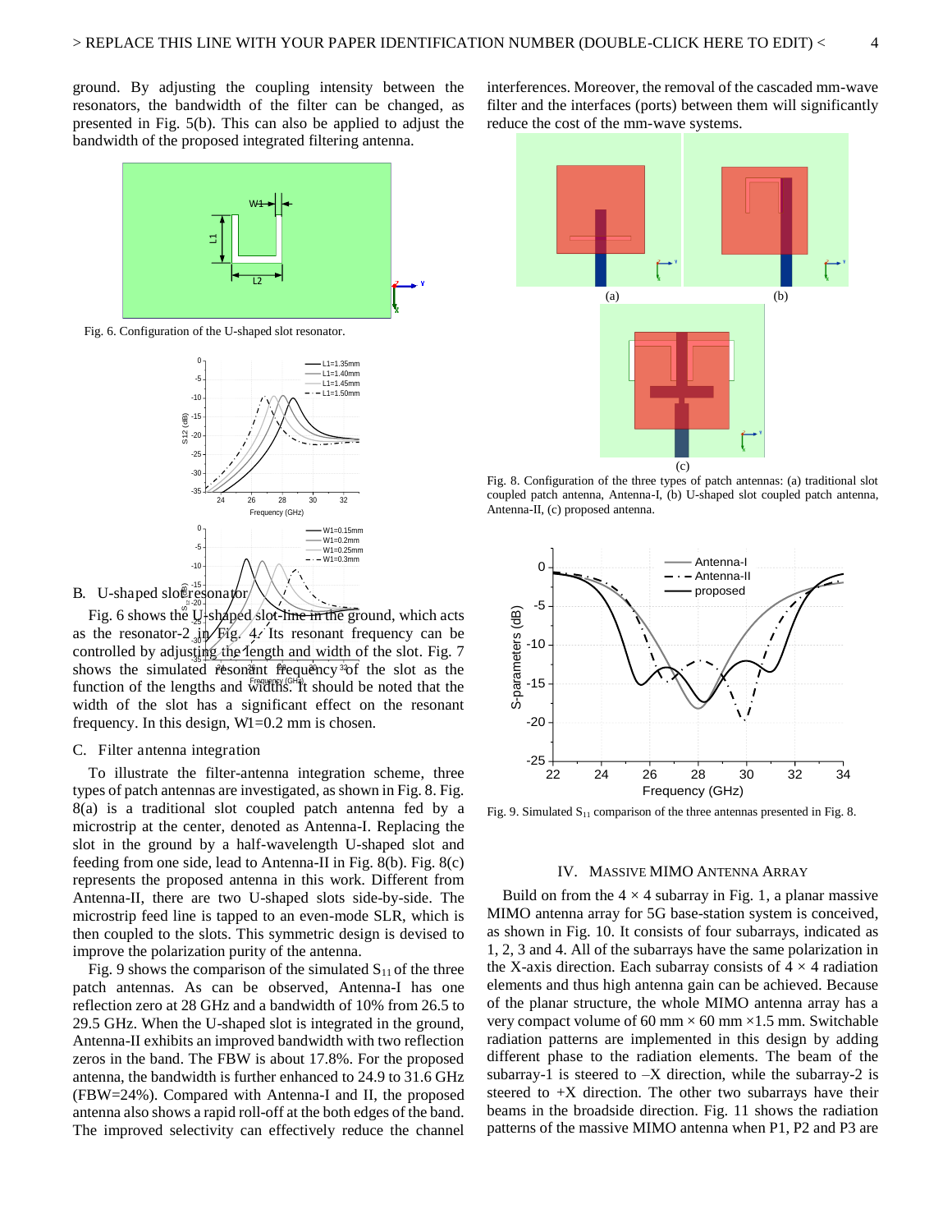ground. By adjusting the coupling intensity between the resonators, the bandwidth of the filter can be changed, as presented in Fig. 5(b). This can also be applied to adjust the bandwidth of the proposed integrated filtering antenna.

Fig. 6. Configuration of the U-shaped slot resonator.

### B. U-shaped slot resonator

Fig. 6 shows the U-shaped slot-line in the ground, which acts as the resonator-2 in Fig. 4. Its resonant frequency can be controlled by adjusting the length and width of the slot. Fig. 7 shows the simulated resonant frequency of the slot as the function of the lengths and widths. It should be noted that the width of the slot has a significant effect on the resonant frequency. In this design, W1=0.2 mm is chosen.

### C. Filter antenna integration

To illustrate the filter-antenna integration scheme, three types of patch antennas are investigated, as shown in Fig. 8. Fig. 8(a) is a traditional slot coupled patch antenna fed by a microstrip at the center, denoted as Antenna-I. Replacing the slot in the ground by a half-wavelength U-shaped slot and feeding from one side, lead to Antenna-II in Fig. 8(b). Fig. 8(c) represents the proposed antenna in this work. Different from Antenna-II, there are two U-shaped slots side-by-side. The microstrip feed line is tapped to an even-mode SLR, which is then coupled to the slots. This symmetric design is devised to improve the polarization purity of the antenna.

Fig. 9 shows the comparison of the simulated $S_{11}$ of the three patch antennas. As can be observed, Antenna-I has one reflection zero at 28 GHz and a bandwidth of 10% from 26.5 to 29.5 GHz. When the U-shaped slot is integrated in the ground, Antenna-II exhibits an improved bandwidth with two reflection zeros in the band. The FBW is about 17.8%. For the proposed antenna, the bandwidth is further enhanced to 24.9 to 31.6 GHz (FBW=24%). Compared with Antenna-I and II, the proposed antenna also shows a rapid roll-off at the both edges of the band. The improved selectivity can effectively reduce the channel interferences. Moreover, the removal of the cascaded mm-wave filter and the interfaces (ports) between them will significantly reduce the cost of the mm-wave systems.

Fig. 8. Configuration of the three types of patch antennas: (a) traditional slot coupled patch antenna, Antenna-I, (b) U-shaped slot coupled patch antenna, Antenna-II, (c) proposed antenna.

Fig. 9. Simulated $S_{11}$ comparison of the three antennas presented in Fig. 8.

## IV. Massive MIMO Antenna Array

Build on from the 4 × 4 subarray in Fig. 1, a planar massive MIMO antenna array for 5G base-station system is conceived, as shown in Fig. 10. It consists of four subarrays, indicated as 1, 2, 3 and 4. All of the subarrays have the same polarization in the X-axis direction. Each subarray consists of 4 × 4 radiation elements and thus high antenna gain can be achieved. Because of the planar structure, the whole MIMO antenna array has a very compact volume of 60 mm × 60 mm ×1.5 mm. Switchable radiation patterns are implemented in this design by adding different phase to the radiation elements. The beam of the subarray-1 is steered to –X direction, while the subarray-2 is steered to +X direction. The other two subarrays have their beams in the broadside direction. Fig. 11 shows the radiation patterns of the massive MIMO antenna when P1, P2 and P3 are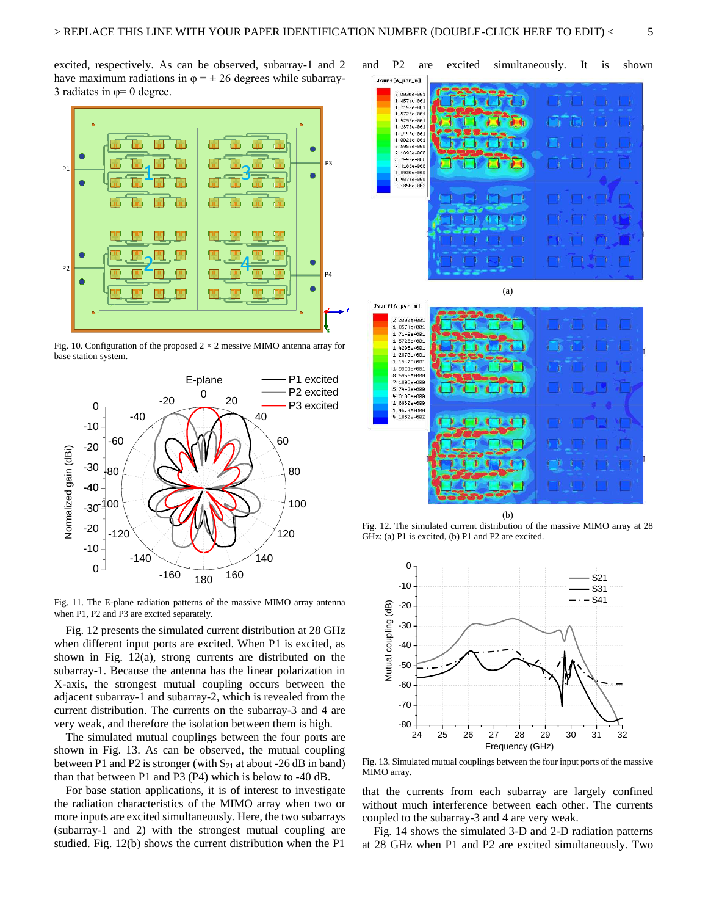excited, respectively. As can be observed, subarray-1 and 2 have maximum radiations in φ = ± 26 degrees while subarray-3 radiates in φ= 0 degree.

Fig. 10. Configuration of the proposed 2 × 2 messive MIMO antenna array for base station system.

Fig. 11. The E-plane radiation patterns of the massive MIMO array antenna when P1, P2 and P3 are excited separately.

Fig. 12 presents the simulated current distribution at 28 GHz when different input ports are excited. When P1 is excited, as shown in Fig. 12(a), strong currents are distributed on the subarray-1. Because the antenna has the linear polarization in X-axis, the strongest mutual coupling occurs between the adjacent subarray-1 and subarray-2, which is revealed from the current distribution. The currents on the subarray-3 and 4 are very weak, and therefore the isolation between them is high.

The simulated mutual couplings between the four ports are shown in Fig. 13. As can be observed, the mutual coupling between P1 and P2 is stronger (with $S_{21}$ at about -26 dB in band) than that between P1 and P3 (P4) which is below to -40 dB.

For base station applications, it is of interest to investigate the radiation characteristics of the MIMO array when two or more inputs are excited simultaneously. Here, the two subarrays (subarray-1 and 2) with the strongest mutual coupling are studied. Fig. 12(b) shows the current distribution when the P1 and P2 are excited simultaneously. It is shown that the currents from each subarray are largely confined without much interference between each other. The currents coupled to the subarray-3 and 4 are very weak.

(a)

(b)

Fig. 12. The simulated current distribution of the massive MIMO array at 28 GHz: (a) P1 is excited, (b) P1 and P2 are excited.

Fig. 13. Simulated mutual couplings between the four input ports of the massive MIMO array.

Fig. 14 shows the simulated 3-D and 2-D radiation patterns at 28 GHz when P1 and P2 are excited simultaneously. Two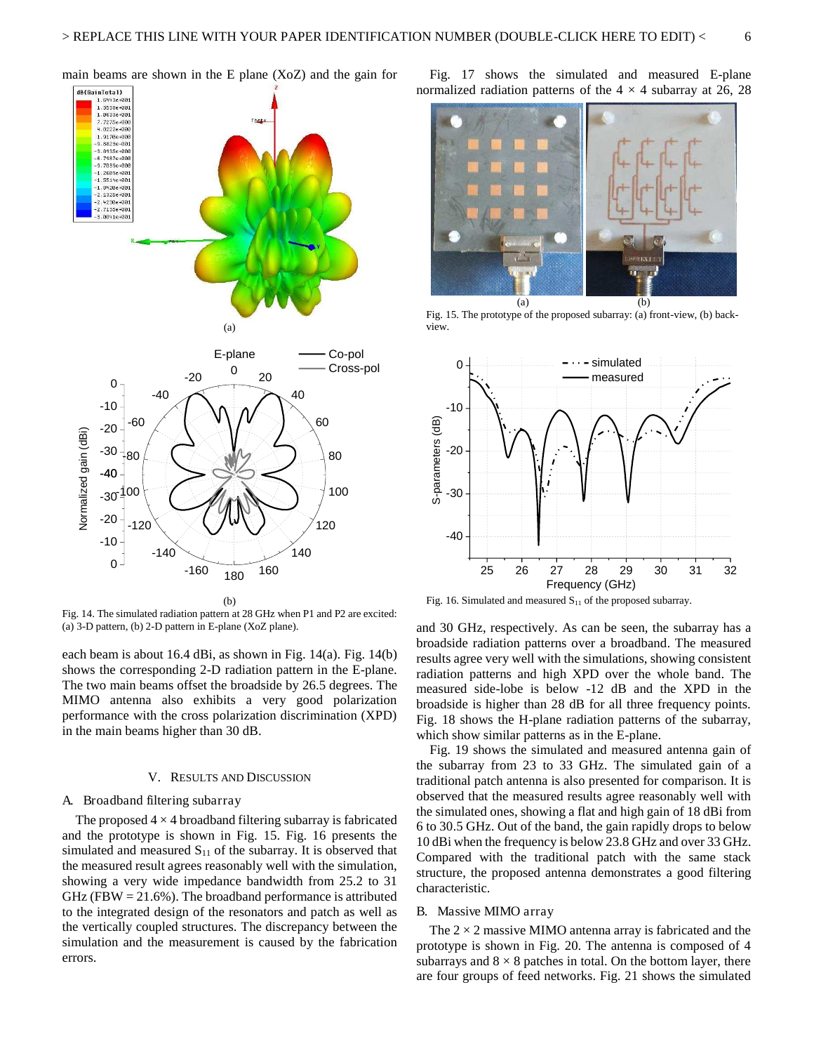main beams are shown in the E plane (XoZ) and the gain for each beam is about 16.4 dBi, as shown in Fig. 14(a). Fig. 14(b) shows the corresponding 2-D radiation pattern in the E-plane. The two main beams offset the broadside by 26.5 degrees. The MIMO antenna also exhibits a very good polarization performance with the cross polarization discrimination (XPD) in the main beams higher than 30 dB.

Fig. 14. The simulated radiation pattern at 28 GHz when P1 and P2 are excited: (a) 3-D pattern, (b) 2-D pattern in E-plane (XoZ plane).

## V. Results and Discussion

### A. Broadband filtering subarray

The proposed $4 \times 4$ broadband filtering subarray is fabricated and the prototype is shown in Fig. 15. Fig. 16 presents the simulated and measured $S_{11}$ of the subarray. It is observed that the measured result agrees reasonably well with the simulation, showing a very wide impedance bandwidth from 25.2 to 31 GHz (FBW = 21.6%). The broadband performance is attributed to the integrated design of the resonators and patch as well as the vertically coupled structures. The discrepancy between the simulation and the measurement is caused by the fabrication errors.

Fig. 17 shows the simulated and measured E-plane normalized radiation patterns of the $4 \times 4$ subarray at 26, 28 and 30 GHz, respectively. As can be seen, the subarray has a broadside radiation patterns over a broadband. The measured results agree very well with the simulations, showing consistent radiation patterns and high XPD over the whole band. The measured side-lobe is below -12 dB and the XPD in the broadside is higher than 28 dB for all three frequency points. Fig. 18 shows the H-plane radiation patterns of the subarray, which show similar patterns as in the E-plane.

Fig. 15. The prototype of the proposed subarray: (a) front-view, (b) back-view.

Fig. 16. Simulated and measured $S_{11}$ of the proposed subarray.

Fig. 19 shows the simulated and measured antenna gain of the subarray from 23 to 33 GHz. The simulated gain of a traditional patch antenna is also presented for comparison. It is observed that the measured results agree reasonably well with the simulated ones, showing a flat and high gain of 18 dBi from 6 to 30.5 GHz. Out of the band, the gain rapidly drops to below 10 dBi when the frequency is below 23.8 GHz and over 33 GHz. Compared with the traditional patch with the same stack structure, the proposed antenna demonstrates a good filtering characteristic.

### B. Massive MIMO array

The $2 \times 2$ massive MIMO antenna array is fabricated and the prototype is shown in Fig. 20. The antenna is composed of 4 subarrays and $8 \times 8$ patches in total. On the bottom layer, there are four groups of feed networks. Fig. 21 shows the simulated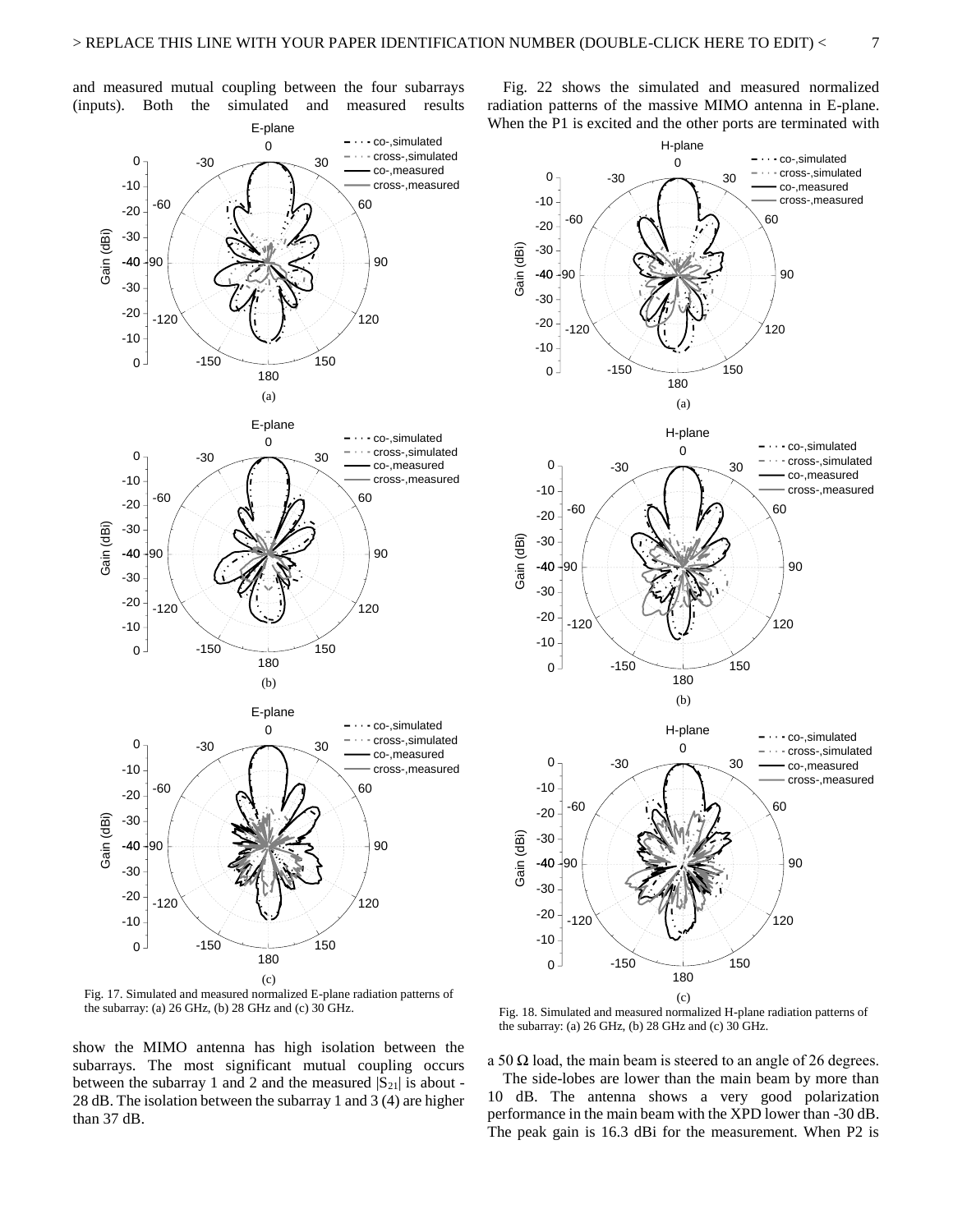and measured mutual coupling between the four subarrays (inputs). Both the simulated and measured results show the MIMO antenna has high isolation between the subarrays. The most significant mutual coupling occurs between the subarray 1 and 2 and the measured $|S_{21}|$ is about -28 dB. The isolation between the subarray 1 and 3 (4) are higher than 37 dB.

Fig. 17. Simulated and measured normalized E-plane radiation patterns of the subarray: (a) 26 GHz, (b) 28 GHz and (c) 30 GHz.

Fig. 22 shows the simulated and measured normalized radiation patterns of the massive MIMO antenna in E-plane. When the P1 is excited and the other ports are terminated with a 50 Ω load, the main beam is steered to an angle of 26 degrees.

The side-lobes are lower than the main beam by more than 10 dB. The antenna shows a very good polarization performance in the main beam with the XPD lower than -30 dB. The peak gain is 16.3 dBi for the measurement. When P2 is

Fig. 18. Simulated and measured normalized H-plane radiation patterns of the subarray: (a) 26 GHz, (b) 28 GHz and (c) 30 GHz.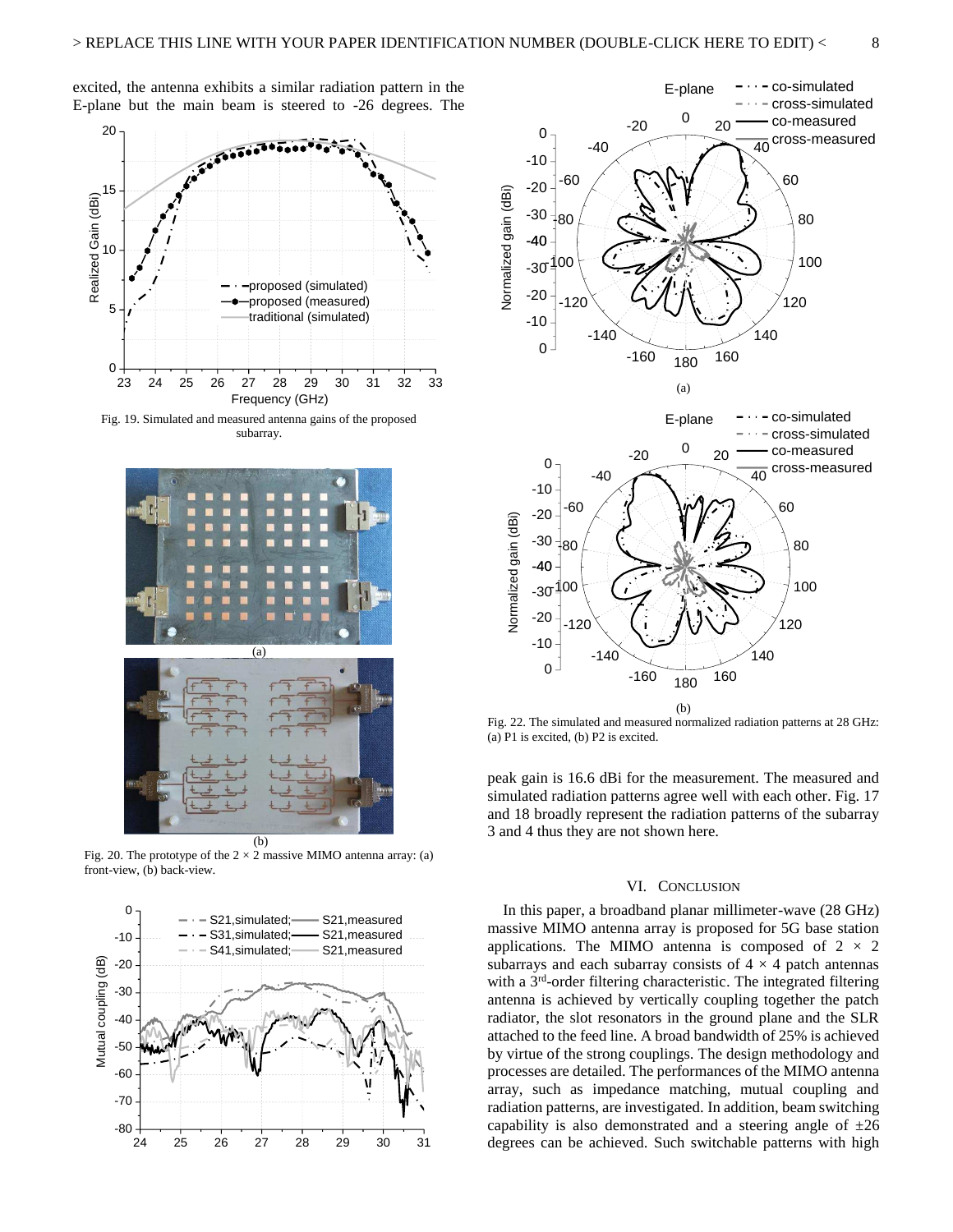excited, the antenna exhibits a similar radiation pattern in the E-plane but the main beam is steered to -26 degrees. The peak gain is 16.6 dBi for the measurement. The measured and simulated radiation patterns agree well with each other. Fig. 17 and 18 broadly represent the radiation patterns of the subarray 3 and 4 thus they are not shown here.

Fig. 19. Simulated and measured antenna gains of the proposed subarray.

Fig. 20. The prototype of the 2 × 2 massive MIMO antenna array: (a) front-view, (b) back-view.

Fig. 22. The simulated and measured normalized radiation patterns at 28 GHz: (a) P1 is excited, (b) P2 is excited.

## VI. Conclusion

In this paper, a broadband planar millimeter-wave (28 GHz) massive MIMO antenna array is proposed for 5G base station applications. The MIMO antenna is composed of 2 × 2 subarrays and each subarray consists of 4 × 4 patch antennas with a 3rd-order filtering characteristic. The integrated filtering antenna is achieved by vertically coupling together the patch radiator, the slot resonators in the ground plane and the SLR attached to the feed line. A broad bandwidth of 25% is achieved by virtue of the strong couplings. The design methodology and processes are detailed. The performances of the MIMO antenna array, such as impedance matching, mutual coupling and radiation patterns, are investigated. In addition, beam switching capability is also demonstrated and a steering angle of ±26 degrees can be achieved. Such switchable patterns with high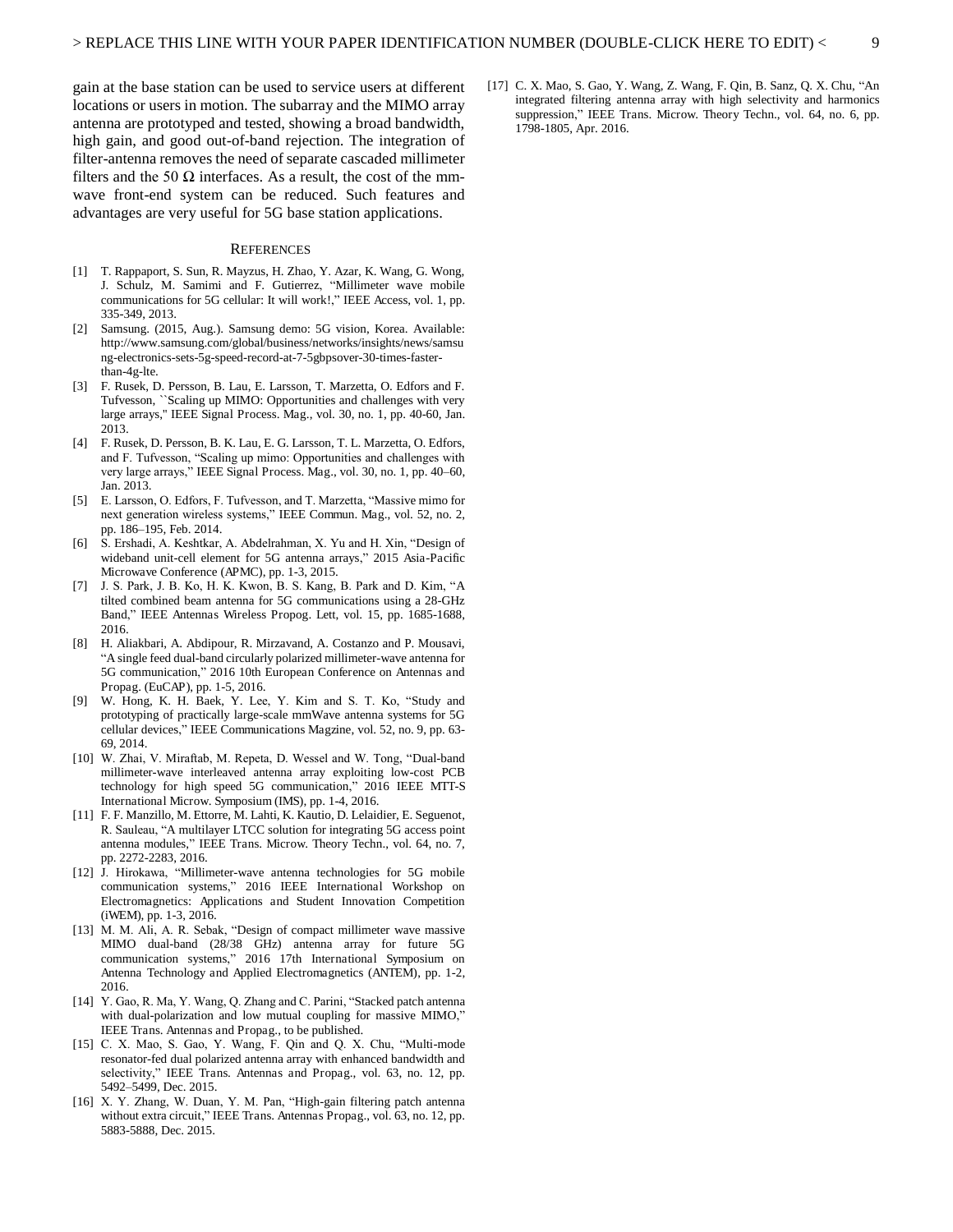gain at the base station can be used to service users at different locations or users in motion. The subarray and the MIMO array antenna are prototyped and tested, showing a broad bandwidth, high gain, and good out-of-band rejection. The integration of filter-antenna removes the need of separate cascaded millimeter filters and the 50 Ω interfaces. As a result, the cost of the mm-wave front-end system can be reduced. Such features and advantages are very useful for 5G base station applications.

## References

[1] T. Rappaport, S. Sun, R. Mayzus, H. Zhao, Y. Azar, K. Wang, G. Wong, J. Schulz, M. Samimi and F. Gutierrez, "Millimeter wave mobile communications for 5G cellular: It will work!," IEEE Access, vol. 1, pp. 335-349, 2013.

[2] Samsung. (2015, Aug.). Samsung demo: 5G vision, Korea. Available: http://www.samsung.com/global/business/networks/insights/news/samsung-electronics-sets-5g-speed-record-at-7-5gbpsover-30-times-faster-than-4g-lte.

[3] F. Rusek, D. Persson, B. Lau, E. Larsson, T. Marzetta, O. Edfors and F. Tufvesson, ``Scaling up MIMO: Opportunities and challenges with very large arrays," IEEE Signal Process. Mag., vol. 30, no. 1, pp. 40-60, Jan. 2013.

[4] F. Rusek, D. Persson, B. K. Lau, E. G. Larsson, T. L. Marzetta, O. Edfors, and F. Tufvesson, "Scaling up mimo: Opportunities and challenges with very large arrays," IEEE Signal Process. Mag., vol. 30, no. 1, pp. 40–60, Jan. 2013.

[5] E. Larsson, O. Edfors, F. Tufvesson, and T. Marzetta, "Massive mimo for next generation wireless systems," IEEE Commun. Mag., vol. 52, no. 2, pp. 186–195, Feb. 2014.

[6] S. Ershadi, A. Keshtkar, A. Abdelrahman, X. Yu and H. Xin, "Design of wideband unit-cell element for 5G antenna arrays," 2015 Asia-Pacific Microwave Conference (APMC), pp. 1-3, 2015.

[7] J. S. Park, J. B. Ko, H. K. Kwon, B. S. Kang, B. Park and D. Kim, "A tilted combined beam antenna for 5G communications using a 28-GHz Band," IEEE Antennas Wireless Propog. Lett, vol. 15, pp. 1685-1688, 2016.

[8] H. Aliakbari, A. Abdipour, R. Mirzavand, A. Costanzo and P. Mousavi, "A single feed dual-band circularly polarized millimeter-wave antenna for 5G communication," 2016 10th European Conference on Antennas and Propag. (EuCAP), pp. 1-5, 2016.

[9] W. Hong, K. H. Baek, Y. Lee, Y. Kim and S. T. Ko, "Study and prototyping of practically large-scale mmWave antenna systems for 5G cellular devices," IEEE Communications Magzine, vol. 52, no. 9, pp. 63-69, 2014.

[10] W. Zhai, V. Miraftab, M. Repeta, D. Wessel and W. Tong, "Dual-band millimeter-wave interleaved antenna array exploiting low-cost PCB technology for high speed 5G communication," 2016 IEEE MTT-S International Microw. Symposium (IMS), pp. 1-4, 2016.

[11] F. F. Manzillo, M. Ettorre, M. Lahti, K. Kautio, D. Lelaidier, E. Seguenot, R. Sauleau, "A multilayer LTCC solution for integrating 5G access point antenna modules," IEEE Trans. Microw. Theory Techn., vol. 64, no. 7, pp. 2272-2283, 2016.

[12] J. Hirokawa, "Millimeter-wave antenna technologies for 5G mobile communication systems," 2016 IEEE International Workshop on Electromagnetics: Applications and Student Innovation Competition (iWEM), pp. 1-3, 2016.

[13] M. M. Ali, A. R. Sebak, "Design of compact millimeter wave massive MIMO dual-band (28/38 GHz) antenna array for future 5G communication systems," 2016 17th International Symposium on Antenna Technology and Applied Electromagnetics (ANTEM), pp. 1-2, 2016.

[14] Y. Gao, R. Ma, Y. Wang, Q. Zhang and C. Parini, "Stacked patch antenna with dual-polarization and low mutual coupling for massive MIMO," IEEE Trans. Antennas and Propag., to be published.

[15] C. X. Mao, S. Gao, Y. Wang, F. Qin and Q. X. Chu, "Multi-mode resonator-fed dual polarized antenna array with enhanced bandwidth and selectivity," IEEE Trans. Antennas and Propag., vol. 63, no. 12, pp. 5492–5499, Dec. 2015.

[16] X. Y. Zhang, W. Duan, Y. M. Pan, "High-gain filtering patch antenna without extra circuit," IEEE Trans. Antennas Propag., vol. 63, no. 12, pp. 5883-5888, Dec. 2015.

[17] C. X. Mao, S. Gao, Y. Wang, Z. Wang, F. Qin, B. Sanz, Q. X. Chu, "An integrated filtering antenna array with high selectivity and harmonics suppression," IEEE Trans. Microw. Theory Techn., vol. 64, no. 6, pp. 1798-1805, Apr. 2016.